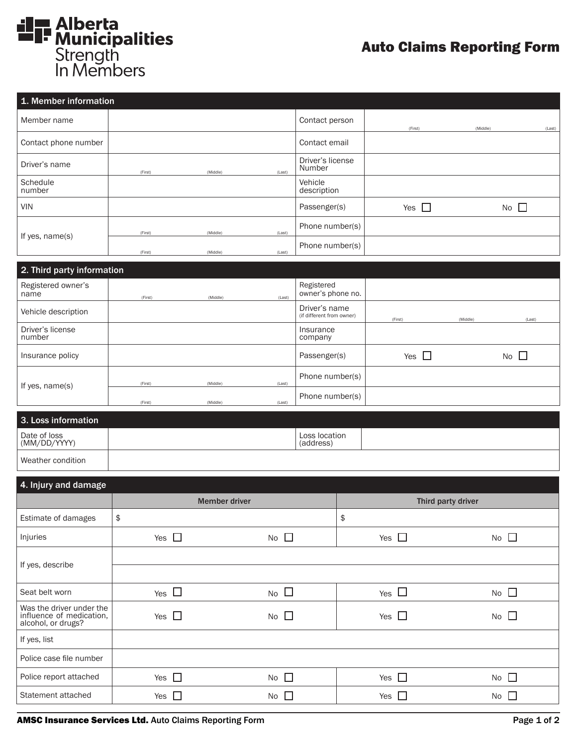Alberta Municipalities
Strength In Members

# Auto Claims Reporting Form

## 1. Member information

| | | | |
|---|---|---|---|
| Member name | | Contact person | (First) (Middle) (Last) |
| Contact phone number | | Contact email | |
| Driver's name | (First) (Middle) (Last) | Driver's license Number | |
| Schedule number | | Vehicle description | |
| VIN | | Passenger(s) | Yes ☐ No ☐ |
| If yes, name(s) | (First) (Middle) (Last) | Phone number(s) | |
| | (First) (Middle) (Last) | Phone number(s) | |

## 2. Third party information

| | | | |
|---|---|---|---|
| Registered owner's name | (First) (Middle) (Last) | Registered owner's phone no. | |
| Vehicle description | | Driver's name (if different from owner) | (First) (Middle) (Last) |
| Driver's license number | | Insurance company | |
| Insurance policy | | Passenger(s) | Yes ☐ No ☐ |
| If yes, name(s) | (First) (Middle) (Last) | Phone number(s) | |
| | (First) (Middle) (Last) | Phone number(s) | |

## 3. Loss information

| | | | |
|---|---|---|---|
| Date of loss (MM/DD/YYYY) | | Loss location (address) | |
| Weather condition | | | |

## 4. Injury and damage

| | Member driver | | Third party driver | |
|---|---|---|---|---|
| Estimate of damages | $ | | $ | |
| Injuries | Yes ☐ | No ☐ | Yes ☐ | No ☐ |
| If yes, describe | | | | |
| Seat belt worn | Yes ☐ | No ☐ | Yes ☐ | No ☐ |
| Was the driver under the influence of medication, alcohol, or drugs? | Yes ☐ | No ☐ | Yes ☐ | No ☐ |
| If yes, list | | | | |
| Police case file number | | | | |
| Police report attached | Yes ☐ | No ☐ | Yes ☐ | No ☐ |
| Statement attached | Yes ☐ | No ☐ | Yes ☐ | No ☐ |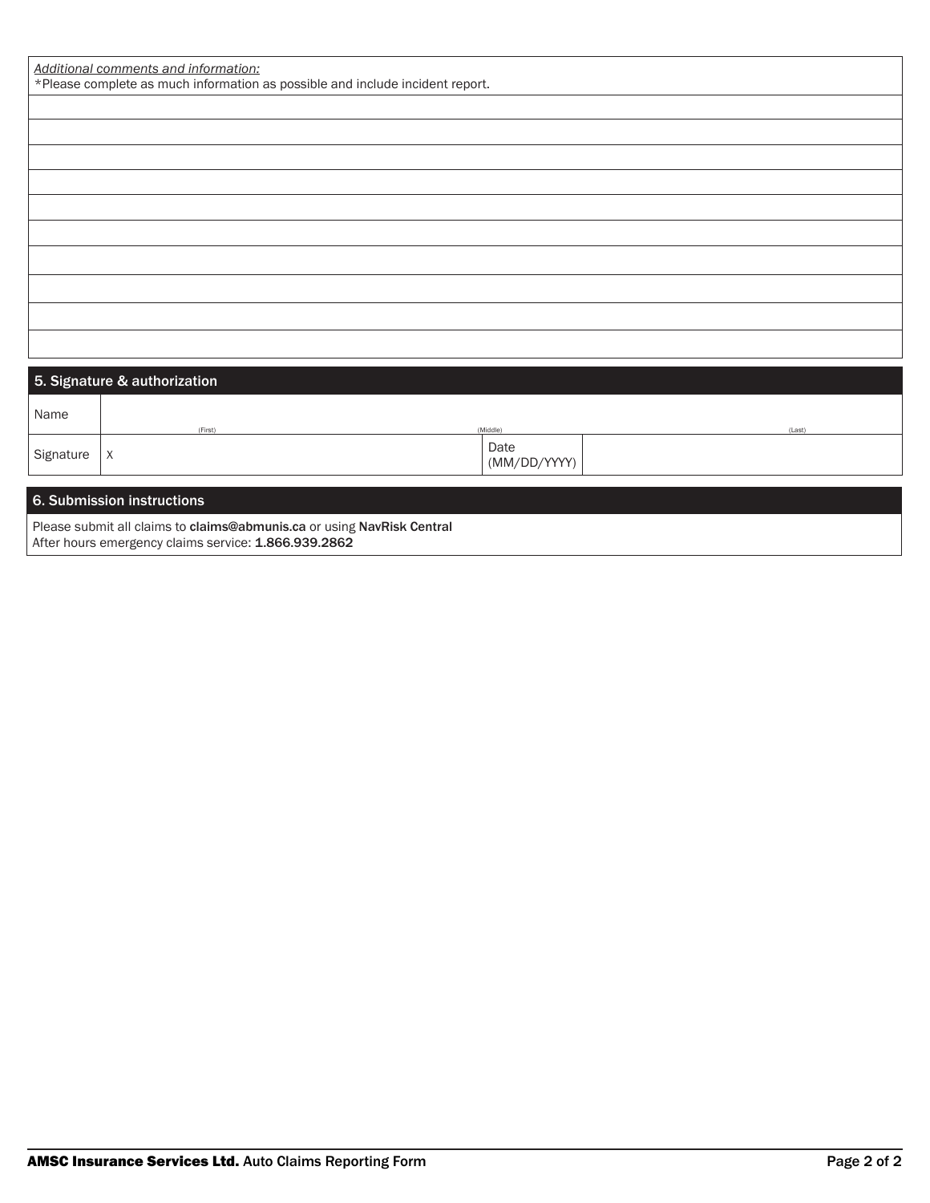*Additional comments and information:*
*Please complete as much information as possible and include incident report.

| |
|---|
| |
| |
| |
| |
| |
| |
| |
| |
| |
| |

## 5. Signature & authorization

| | | | |
|---|---|---|---|
| Name | (First) (Middle) (Last) | | |
| Signature | X | Date (MM/DD/YYYY) | |

## 6. Submission instructions

Please submit all claims to **claims@abmunis.ca** or using **NavRisk Central**
After hours emergency claims service: **1.866.939.2862**